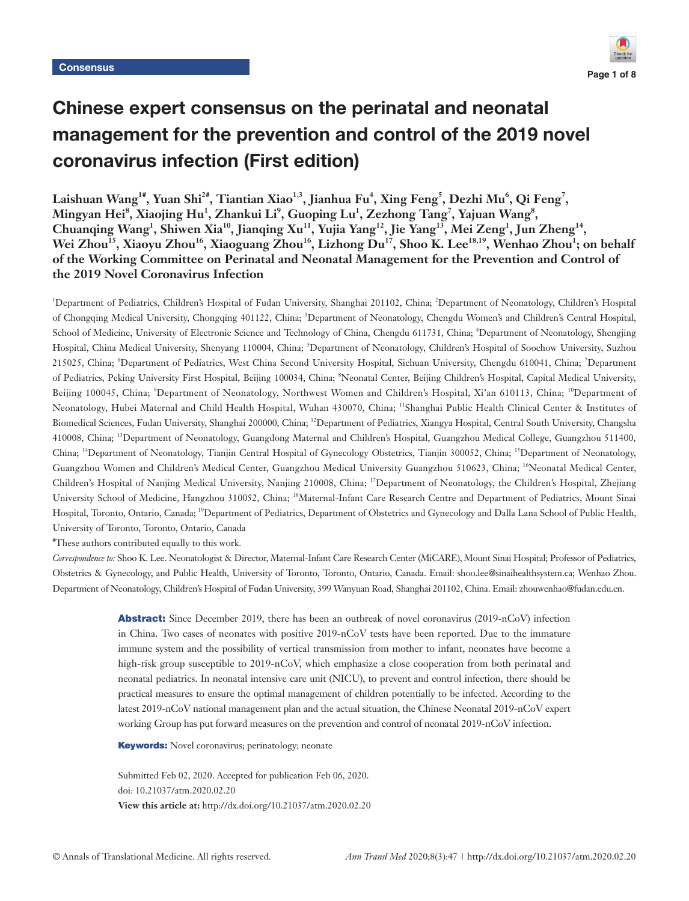Consensus

# Chinese expert consensus on the perinatal and neonatal management for the prevention and control of the 2019 novel coronavirus infection (First edition)

**Laishuan Wang[1#], Yuan Shi[2#], Tiantian Xiao[1,3], Jianhua Fu[4], Xing Feng[5], Dezhi Mu[6], Qi Feng[7], Mingyan Hei[8], Xiaojing Hu[1], Zhankui Li[9], Guoping Lu[1], Zezhong Tang[7], Yajuan Wang[8], Chuanqing Wang[1], Shiwen Xia[10], Jianqing Xu[11], Yujia Yang[12], Jie Yang[13], Mei Zeng[1], Jun Zheng[14], Wei Zhou[15], Xiaoyu Zhou[16], Xiaoguang Zhou[16], Lizhong Du[17], Shoo K. Lee[18,19], Wenhao Zhou[1]; on behalf of the Working Committee on Perinatal and Neonatal Management for the Prevention and Control of the 2019 Novel Coronavirus Infection**

[1]Department of Pediatrics, Children's Hospital of Fudan University, Shanghai 201102, China; [2]Department of Neonatology, Children's Hospital of Chongqing Medical University, Chongqing 401122, China; [3]Department of Neonatology, Chengdu Women's and Children's Central Hospital, School of Medicine, University of Electronic Science and Technology of China, Chengdu 611731, China; [4]Department of Neonatology, Shengjing Hospital, China Medical University, Shenyang 110004, China; [5]Department of Neonatology, Children's Hospital of Soochow University, Suzhou 215025, China; [6]Department of Pediatrics, West China Second University Hospital, Sichuan University, Chengdu 610041, China; [7]Department of Pediatrics, Peking University First Hospital, Beijing 100034, China; [8]Neonatal Center, Beijing Children's Hospital, Capital Medical University, Beijing 100045, China; [9]Department of Neonatology, Northwest Women and Children's Hospital, Xi'an 610113, China; [10]Department of Neonatology, Hubei Maternal and Child Health Hospital, Wuhan 430070, China; [11]Shanghai Public Health Clinical Center & Institutes of Biomedical Sciences, Fudan University, Shanghai 200000, China; [12]Department of Pediatrics, Xiangya Hospital, Central South University, Changsha 410008, China; [13]Department of Neonatology, Guangdong Maternal and Children's Hospital, Guangzhou Medical College, Guangzhou 511400, China; [14]Department of Neonatology, Tianjin Central Hospital of Gynecology Obstetrics, Tianjin 300052, China; [15]Department of Neonatology, Guangzhou Women and Children's Medical Center, Guangzhou Medical University Guangzhou 510623, China; [16]Neonatal Medical Center, Children's Hospital of Nanjing Medical University, Nanjing 210008, China; [17]Department of Neonatology, the Children's Hospital, Zhejiang University School of Medicine, Hangzhou 310052, China; [18]Maternal-Infant Care Research Centre and Department of Pediatrics, Mount Sinai Hospital, Toronto, Ontario, Canada; [19]Department of Pediatrics, Department of Obstetrics and Gynecology and Dalla Lana School of Public Health, University of Toronto, Toronto, Ontario, Canada

[#]These authors contributed equally to this work.

*Correspondence to:* Shoo K. Lee. Neonatologist & Director, Maternal-Infant Care Research Center (MiCARE), Mount Sinai Hospital; Professor of Pediatrics, Obstetrics & Gynecology, and Public Health, University of Toronto, Toronto, Ontario, Canada. Email: shoo.lee@sinaihealthsystem.ca; Wenhao Zhou. Department of Neonatology, Children's Hospital of Fudan University, 399 Wanyuan Road, Shanghai 201102, China. Email: zhouwenhao@fudan.edu.cn.

**Abstract:** Since December 2019, there has been an outbreak of novel coronavirus (2019-nCoV) infection in China. Two cases of neonates with positive 2019-nCoV tests have been reported. Due to the immature immune system and the possibility of vertical transmission from mother to infant, neonates have become a high-risk group susceptible to 2019-nCoV, which emphasize a close cooperation from both perinatal and neonatal pediatrics. In neonatal intensive care unit (NICU), to prevent and control infection, there should be practical measures to ensure the optimal management of children potentially to be infected. According to the latest 2019-nCoV national management plan and the actual situation, the Chinese Neonatal 2019-nCoV expert working Group has put forward measures on the prevention and control of neonatal 2019-nCoV infection.

**Keywords:** Novel coronavirus; perinatology; neonate

Submitted Feb 02, 2020. Accepted for publication Feb 06, 2020.
doi: 10.21037/atm.2020.02.20
**View this article at:** http://dx.doi.org/10.21037/atm.2020.02.20

© Annals of Translational Medicine. All rights reserved.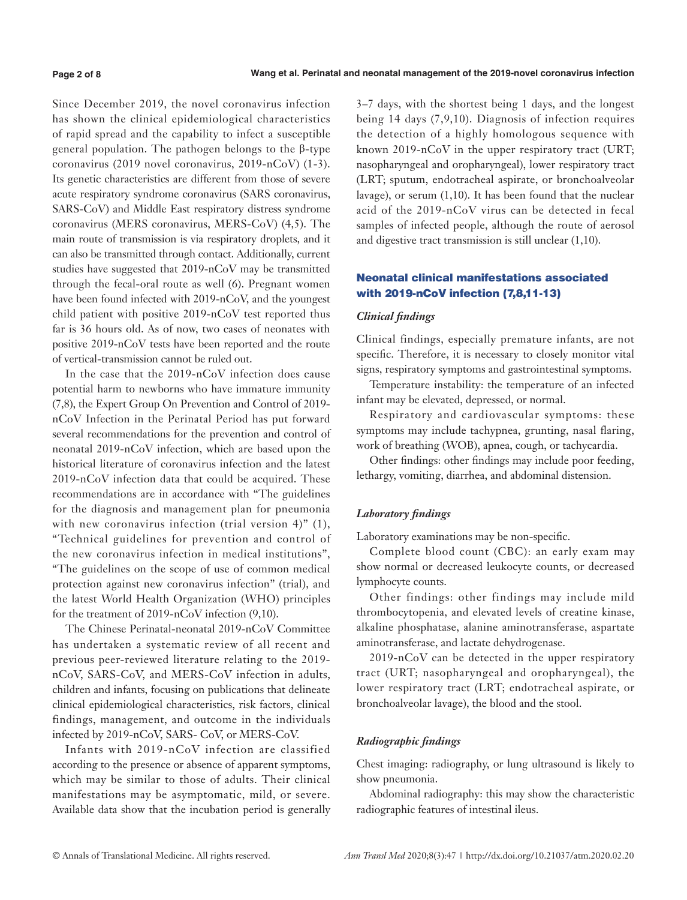Since December 2019, the novel coronavirus infection has shown the clinical epidemiological characteristics of rapid spread and the capability to infect a susceptible general population. The pathogen belongs to the β-type coronavirus (2019 novel coronavirus, 2019-nCoV) (1-3). Its genetic characteristics are different from those of severe acute respiratory syndrome coronavirus (SARS coronavirus, SARS-CoV) and Middle East respiratory distress syndrome coronavirus (MERS coronavirus, MERS-CoV) (4,5). The main route of transmission is via respiratory droplets, and it can also be transmitted through contact. Additionally, current studies have suggested that 2019-nCoV may be transmitted through the fecal-oral route as well (6). Pregnant women have been found infected with 2019-nCoV, and the youngest child patient with positive 2019-nCoV test reported thus far is 36 hours old. As of now, two cases of neonates with positive 2019-nCoV tests have been reported and the route of vertical-transmission cannot be ruled out.

In the case that the 2019-nCoV infection does cause potential harm to newborns who have immature immunity (7,8), the Expert Group On Prevention and Control of 2019-nCoV Infection in the Perinatal Period has put forward several recommendations for the prevention and control of neonatal 2019-nCoV infection, which are based upon the historical literature of coronavirus infection and the latest 2019-nCoV infection data that could be acquired. These recommendations are in accordance with "The guidelines for the diagnosis and management plan for pneumonia with new coronavirus infection (trial version 4)" (1), "Technical guidelines for prevention and control of the new coronavirus infection in medical institutions", "The guidelines on the scope of use of common medical protection against new coronavirus infection" (trial), and the latest World Health Organization (WHO) principles for the treatment of 2019-nCoV infection (9,10).

The Chinese Perinatal-neonatal 2019-nCoV Committee has undertaken a systematic review of all recent and previous peer-reviewed literature relating to the 2019-nCoV, SARS-CoV, and MERS-CoV infection in adults, children and infants, focusing on publications that delineate clinical epidemiological characteristics, risk factors, clinical findings, management, and outcome in the individuals infected by 2019-nCoV, SARS- CoV, or MERS-CoV.

Infants with 2019-nCoV infection are classified according to the presence or absence of apparent symptoms, which may be similar to those of adults. Their clinical manifestations may be asymptomatic, mild, or severe. Available data show that the incubation period is generally 3–7 days, with the shortest being 1 days, and the longest being 14 days (7,9,10). Diagnosis of infection requires the detection of a highly homologous sequence with known 2019-nCoV in the upper respiratory tract (URT; nasopharyngeal and oropharyngeal), lower respiratory tract (LRT; sputum, endotracheal aspirate, or bronchoalveolar lavage), or serum (1,10). It has been found that the nuclear acid of the 2019-nCoV virus can be detected in fecal samples of infected people, although the route of aerosol and digestive tract transmission is still unclear (1,10).

## Neonatal clinical manifestations associated with 2019-nCoV infection (7,8,11-13)

### *Clinical findings*

Clinical findings, especially premature infants, are not specific. Therefore, it is necessary to closely monitor vital signs, respiratory symptoms and gastrointestinal symptoms.

Temperature instability: the temperature of an infected infant may be elevated, depressed, or normal.

Respiratory and cardiovascular symptoms: these symptoms may include tachypnea, grunting, nasal flaring, work of breathing (WOB), apnea, cough, or tachycardia.

Other findings: other findings may include poor feeding, lethargy, vomiting, diarrhea, and abdominal distension.

### *Laboratory findings*

Laboratory examinations may be non-specific.

Complete blood count (CBC): an early exam may show normal or decreased leukocyte counts, or decreased lymphocyte counts.

Other findings: other findings may include mild thrombocytopenia, and elevated levels of creatine kinase, alkaline phosphatase, alanine aminotransferase, aspartate aminotransferase, and lactate dehydrogenase.

2019-nCoV can be detected in the upper respiratory tract (URT; nasopharyngeal and oropharyngeal), the lower respiratory tract (LRT; endotracheal aspirate, or bronchoalveolar lavage), the blood and the stool.

### *Radiographic findings*

Chest imaging: radiography, or lung ultrasound is likely to show pneumonia.

Abdominal radiography: this may show the characteristic radiographic features of intestinal ileus.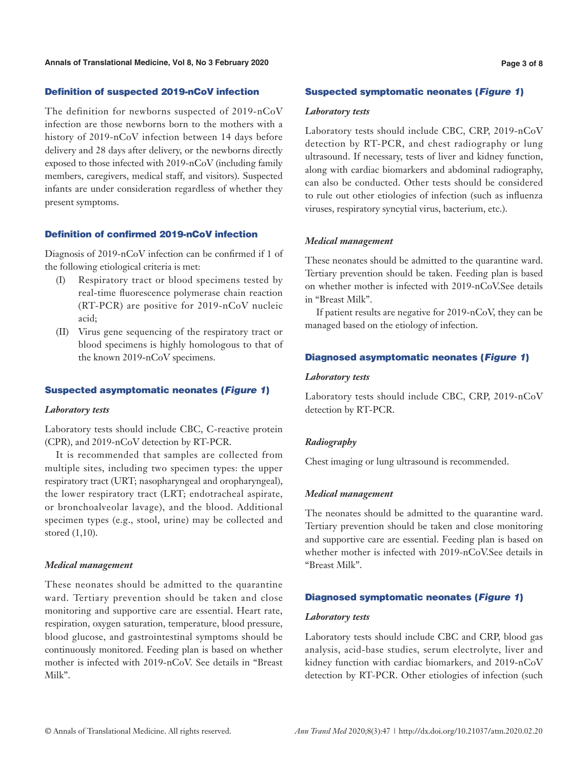## Definition of suspected 2019-nCoV infection

The definition for newborns suspected of 2019-nCoV infection are those newborns born to the mothers with a history of 2019-nCoV infection between 14 days before delivery and 28 days after delivery, or the newborns directly exposed to those infected with 2019-nCoV (including family members, caregivers, medical staff, and visitors). Suspected infants are under consideration regardless of whether they present symptoms.

## Definition of confirmed 2019-nCoV infection

Diagnosis of 2019-nCoV infection can be confirmed if 1 of the following etiological criteria is met:

- (I) Respiratory tract or blood specimens tested by real-time fluorescence polymerase chain reaction (RT-PCR) are positive for 2019-nCoV nucleic acid;
- (II) Virus gene sequencing of the respiratory tract or blood specimens is highly homologous to that of the known 2019-nCoV specimens.

## Suspected asymptomatic neonates (*Figure 1*)

### *Laboratory tests*

Laboratory tests should include CBC, C-reactive protein (CPR), and 2019-nCoV detection by RT-PCR.

It is recommended that samples are collected from multiple sites, including two specimen types: the upper respiratory tract (URT; nasopharyngeal and oropharyngeal), the lower respiratory tract (LRT; endotracheal aspirate, or bronchoalveolar lavage), and the blood. Additional specimen types (e.g., stool, urine) may be collected and stored (1,10).

### *Medical management*

These neonates should be admitted to the quarantine ward. Tertiary prevention should be taken and close monitoring and supportive care are essential. Heart rate, respiration, oxygen saturation, temperature, blood pressure, blood glucose, and gastrointestinal symptoms should be continuously monitored. Feeding plan is based on whether mother is infected with 2019-nCoV. See details in "Breast Milk".

## Suspected symptomatic neonates (*Figure 1*)

### *Laboratory tests*

Laboratory tests should include CBC, CRP, 2019-nCoV detection by RT-PCR, and chest radiography or lung ultrasound. If necessary, tests of liver and kidney function, along with cardiac biomarkers and abdominal radiography, can also be conducted. Other tests should be considered to rule out other etiologies of infection (such as influenza viruses, respiratory syncytial virus, bacterium, etc.).

### *Medical management*

These neonates should be admitted to the quarantine ward. Tertiary prevention should be taken. Feeding plan is based on whether mother is infected with 2019-nCoV.See details in "Breast Milk".

If patient results are negative for 2019-nCoV, they can be managed based on the etiology of infection.

## Diagnosed asymptomatic neonates (*Figure 1*)

### *Laboratory tests*

Laboratory tests should include CBC, CRP, 2019-nCoV detection by RT-PCR.

### *Radiography*

Chest imaging or lung ultrasound is recommended.

### *Medical management*

The neonates should be admitted to the quarantine ward. Tertiary prevention should be taken and close monitoring and supportive care are essential. Feeding plan is based on whether mother is infected with 2019-nCoV.See details in "Breast Milk".

## Diagnosed symptomatic neonates (*Figure 1*)

### *Laboratory tests*

Laboratory tests should include CBC and CRP, blood gas analysis, acid-base studies, serum electrolyte, liver and kidney function with cardiac biomarkers, and 2019-nCoV detection by RT-PCR. Other etiologies of infection (such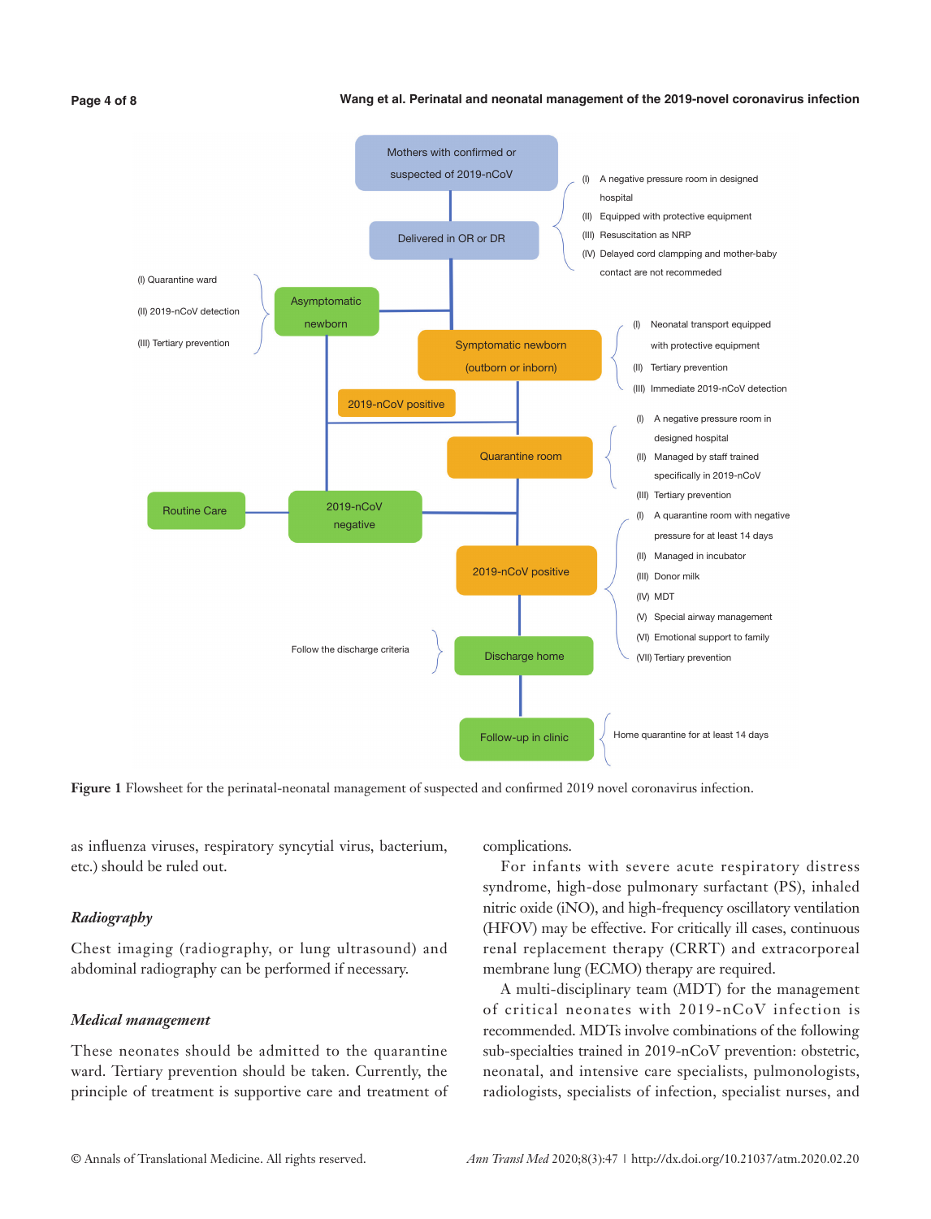Mothers with confirmed or suspected of 2019-nCoV

Delivered in OR or DR

(I) A negative pressure room in designed hospital
(II) Equipped with protective equipment
(III) Resuscitation as NRP
(IV) Delayed cord clamping and mother-baby contact are not recommeded

Asymptomatic newborn

(I) Quarantine ward
(II) 2019-nCoV detection
(III) Tertiary prevention

Symptomatic newborn (outborn or inborn)

(I) Neonatal transport equipped with protective equipment
(II) Tertiary prevention
(III) Immediate 2019-nCoV detection

2019-nCoV positive

Quarantine room

(I) A negative pressure room in designed hospital
(II) Managed by staff trained specifically in 2019-nCoV
(III) Tertiary prevention

Routine Care

2019-nCoV negative

2019-nCoV positive

(I) A quarantine room with negative pressure for at least 14 days
(II) Managed in incubator
(III) Donor milk
(IV) MDT
(V) Special airway management
(VI) Emotional support to family
(VII) Tertiary prevention

Follow the discharge criteria

Discharge home

Follow-up in clinic

Home quarantine for at least 14 days

**Figure 1** Flowsheet for the perinatal-neonatal management of suspected and confirmed 2019 novel coronavirus infection.

as influenza viruses, respiratory syncytial virus, bacterium, etc.) should be ruled out.

### *Radiography*

Chest imaging (radiography, or lung ultrasound) and abdominal radiography can be performed if necessary.

### *Medical management*

These neonates should be admitted to the quarantine ward. Tertiary prevention should be taken. Currently, the principle of treatment is supportive care and treatment of complications.

For infants with severe acute respiratory distress syndrome, high-dose pulmonary surfactant (PS), inhaled nitric oxide (iNO), and high-frequency oscillatory ventilation (HFOV) may be effective. For critically ill cases, continuous renal replacement therapy (CRRT) and extracorporeal membrane lung (ECMO) therapy are required.

A multi-disciplinary team (MDT) for the management of critical neonates with 2019-nCoV infection is recommended. MDTs involve combinations of the following sub-specialties trained in 2019-nCoV prevention: obstetric, neonatal, and intensive care specialists, pulmonologists, radiologists, specialists of infection, specialist nurses, and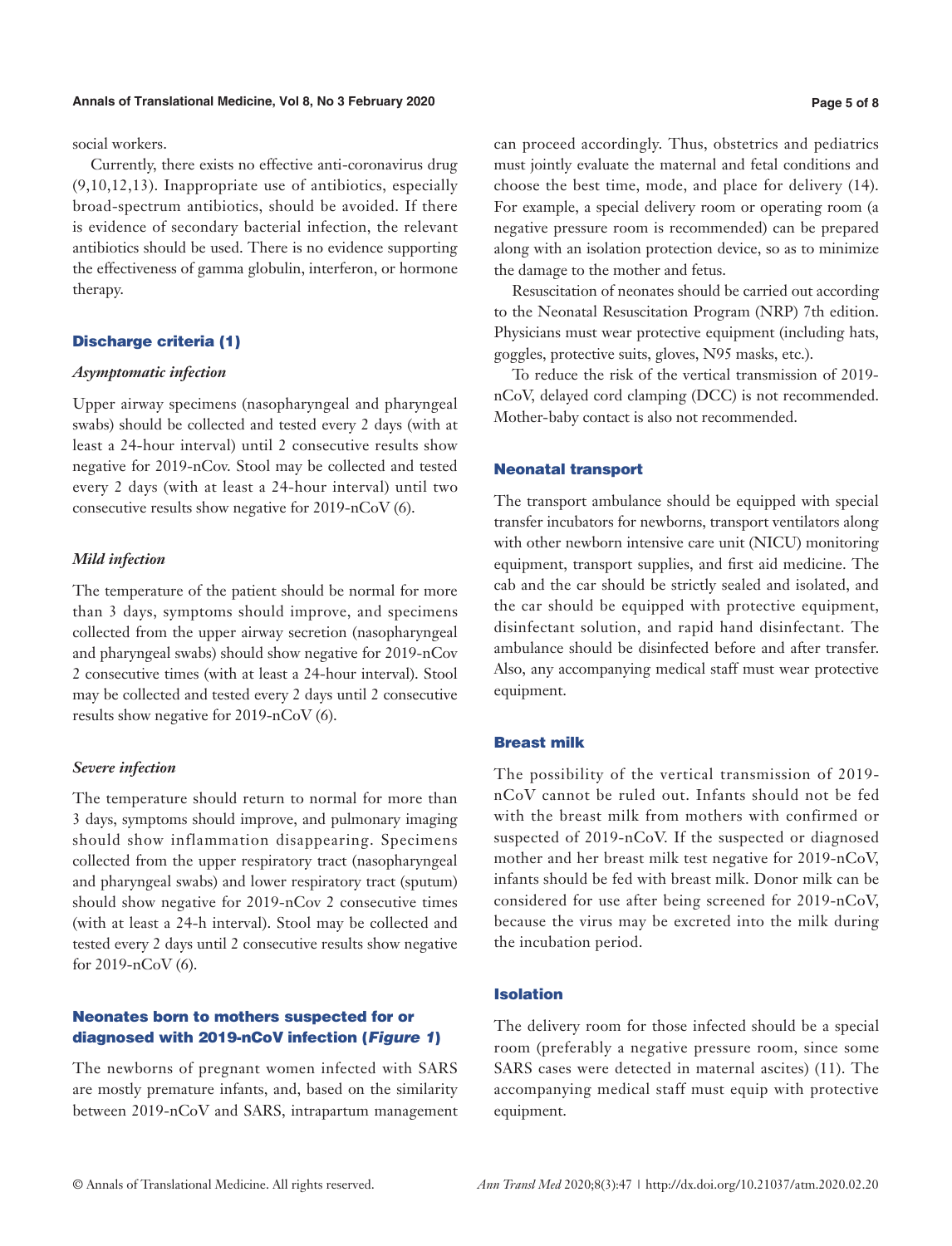social workers.

Currently, there exists no effective anti-coronavirus drug (9,10,12,13). Inappropriate use of antibiotics, especially broad-spectrum antibiotics, should be avoided. If there is evidence of secondary bacterial infection, the relevant antibiotics should be used. There is no evidence supporting the effectiveness of gamma globulin, interferon, or hormone therapy.

## Discharge criteria (1)

### *Asymptomatic infection*

Upper airway specimens (nasopharyngeal and pharyngeal swabs) should be collected and tested every 2 days (with at least a 24-hour interval) until 2 consecutive results show negative for 2019-nCov. Stool may be collected and tested every 2 days (with at least a 24-hour interval) until two consecutive results show negative for 2019-nCoV (6).

### *Mild infection*

The temperature of the patient should be normal for more than 3 days, symptoms should improve, and specimens collected from the upper airway secretion (nasopharyngeal and pharyngeal swabs) should show negative for 2019-nCov 2 consecutive times (with at least a 24-hour interval). Stool may be collected and tested every 2 days until 2 consecutive results show negative for 2019-nCoV (6).

### *Severe infection*

The temperature should return to normal for more than 3 days, symptoms should improve, and pulmonary imaging should show inflammation disappearing. Specimens collected from the upper respiratory tract (nasopharyngeal and pharyngeal swabs) and lower respiratory tract (sputum) should show negative for 2019-nCov 2 consecutive times (with at least a 24-h interval). Stool may be collected and tested every 2 days until 2 consecutive results show negative for 2019-nCoV (6).

## Neonates born to mothers suspected for or diagnosed with 2019-nCoV infection (*Figure 1*)

The newborns of pregnant women infected with SARS are mostly premature infants, and, based on the similarity between 2019-nCoV and SARS, intrapartum management can proceed accordingly. Thus, obstetrics and pediatrics must jointly evaluate the maternal and fetal conditions and choose the best time, mode, and place for delivery (14). For example, a special delivery room or operating room (a negative pressure room is recommended) can be prepared along with an isolation protection device, so as to minimize the damage to the mother and fetus.

Resuscitation of neonates should be carried out according to the Neonatal Resuscitation Program (NRP) 7th edition. Physicians must wear protective equipment (including hats, goggles, protective suits, gloves, N95 masks, etc.).

To reduce the risk of the vertical transmission of 2019-nCoV, delayed cord clamping (DCC) is not recommended. Mother-baby contact is also not recommended.

## Neonatal transport

The transport ambulance should be equipped with special transfer incubators for newborns, transport ventilators along with other newborn intensive care unit (NICU) monitoring equipment, transport supplies, and first aid medicine. The cab and the car should be strictly sealed and isolated, and the car should be equipped with protective equipment, disinfectant solution, and rapid hand disinfectant. The ambulance should be disinfected before and after transfer. Also, any accompanying medical staff must wear protective equipment.

## Breast milk

The possibility of the vertical transmission of 2019-nCoV cannot be ruled out. Infants should not be fed with the breast milk from mothers with confirmed or suspected of 2019-nCoV. If the suspected or diagnosed mother and her breast milk test negative for 2019-nCoV, infants should be fed with breast milk. Donor milk can be considered for use after being screened for 2019-nCoV, because the virus may be excreted into the milk during the incubation period.

## Isolation

The delivery room for those infected should be a special room (preferably a negative pressure room, since some SARS cases were detected in maternal ascites) (11). The accompanying medical staff must equip with protective equipment.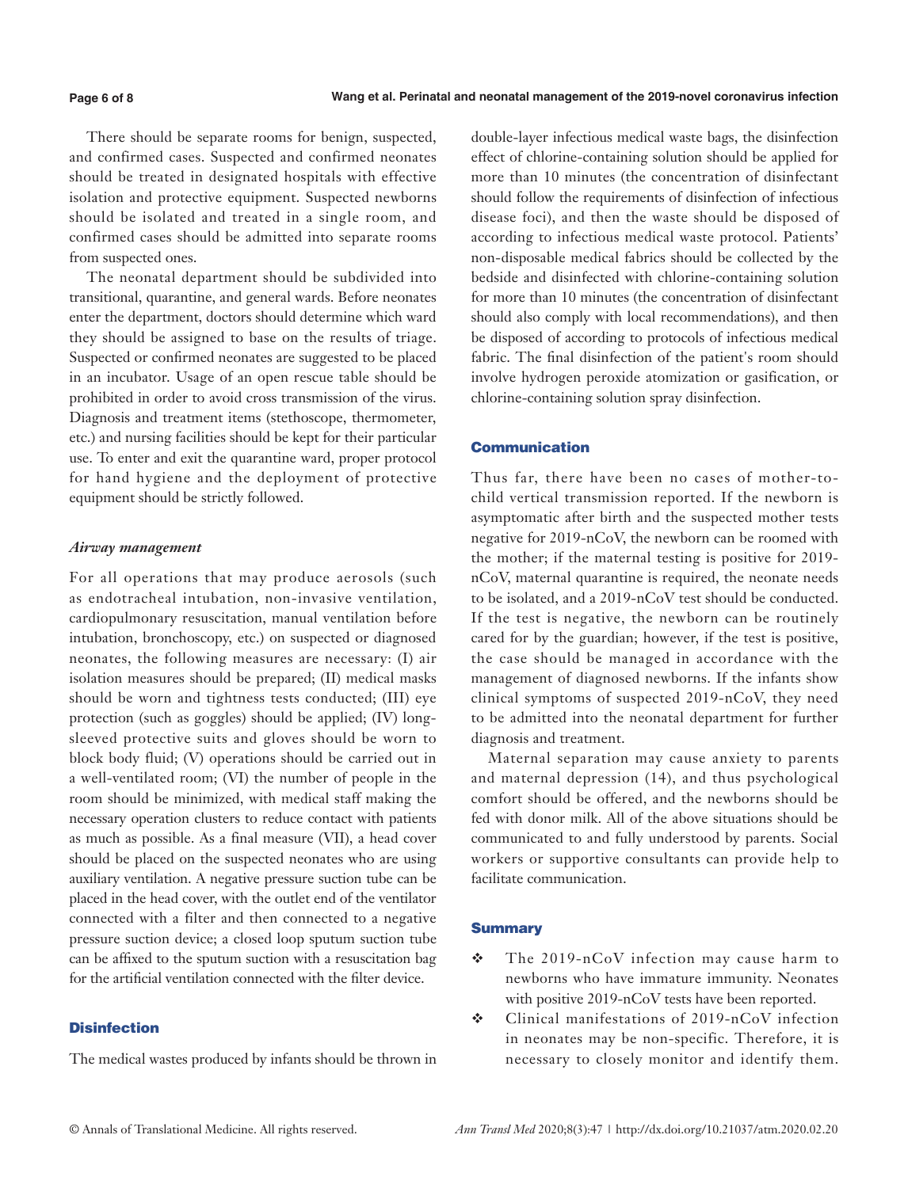There should be separate rooms for benign, suspected, and confirmed cases. Suspected and confirmed neonates should be treated in designated hospitals with effective isolation and protective equipment. Suspected newborns should be isolated and treated in a single room, and confirmed cases should be admitted into separate rooms from suspected ones.

The neonatal department should be subdivided into transitional, quarantine, and general wards. Before neonates enter the department, doctors should determine which ward they should be assigned to base on the results of triage. Suspected or confirmed neonates are suggested to be placed in an incubator. Usage of an open rescue table should be prohibited in order to avoid cross transmission of the virus. Diagnosis and treatment items (stethoscope, thermometer, etc.) and nursing facilities should be kept for their particular use. To enter and exit the quarantine ward, proper protocol for hand hygiene and the deployment of protective equipment should be strictly followed.

### *Airway management*

For all operations that may produce aerosols (such as endotracheal intubation, non-invasive ventilation, cardiopulmonary resuscitation, manual ventilation before intubation, bronchoscopy, etc.) on suspected or diagnosed neonates, the following measures are necessary: (I) air isolation measures should be prepared; (II) medical masks should be worn and tightness tests conducted; (III) eye protection (such as goggles) should be applied; (IV) long-sleeved protective suits and gloves should be worn to block body fluid; (V) operations should be carried out in a well-ventilated room; (VI) the number of people in the room should be minimized, with medical staff making the necessary operation clusters to reduce contact with patients as much as possible. As a final measure (VII), a head cover should be placed on the suspected neonates who are using auxiliary ventilation. A negative pressure suction tube can be placed in the head cover, with the outlet end of the ventilator connected with a filter and then connected to a negative pressure suction device; a closed loop sputum suction tube can be affixed to the sputum suction with a resuscitation bag for the artificial ventilation connected with the filter device.

## Disinfection

The medical wastes produced by infants should be thrown in double-layer infectious medical waste bags, the disinfection effect of chlorine-containing solution should be applied for more than 10 minutes (the concentration of disinfectant should follow the requirements of disinfection of infectious disease foci), and then the waste should be disposed of according to infectious medical waste protocol. Patients' non-disposable medical fabrics should be collected by the bedside and disinfected with chlorine-containing solution for more than 10 minutes (the concentration of disinfectant should also comply with local recommendations), and then be disposed of according to protocols of infectious medical fabric. The final disinfection of the patient's room should involve hydrogen peroxide atomization or gasification, or chlorine-containing solution spray disinfection.

## Communication

Thus far, there have been no cases of mother-to-child vertical transmission reported. If the newborn is asymptomatic after birth and the suspected mother tests negative for 2019-nCoV, the newborn can be roomed with the mother; if the maternal testing is positive for 2019-nCoV, maternal quarantine is required, the neonate needs to be isolated, and a 2019-nCoV test should be conducted. If the test is negative, the newborn can be routinely cared for by the guardian; however, if the test is positive, the case should be managed in accordance with the management of diagnosed newborns. If the infants show clinical symptoms of suspected 2019-nCoV, they need to be admitted into the neonatal department for further diagnosis and treatment.

Maternal separation may cause anxiety to parents and maternal depression (14), and thus psychological comfort should be offered, and the newborns should be fed with donor milk. All of the above situations should be communicated to and fully understood by parents. Social workers or supportive consultants can provide help to facilitate communication.

## Summary

- The 2019-nCoV infection may cause harm to newborns who have immature immunity. Neonates with positive 2019-nCoV tests have been reported.
- Clinical manifestations of 2019-nCoV infection in neonates may be non-specific. Therefore, it is necessary to closely monitor and identify them.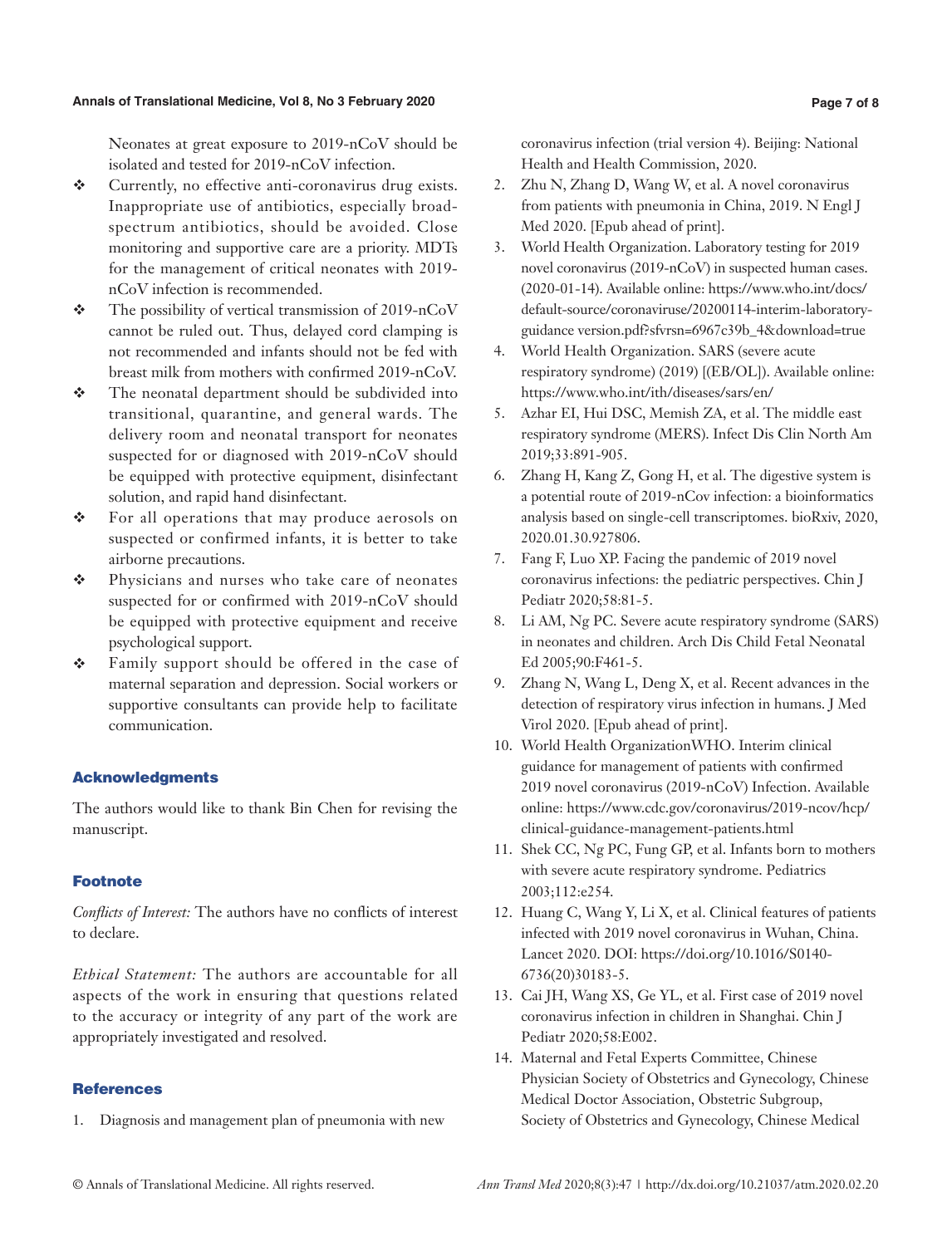Neonates at great exposure to 2019-nCoV should be isolated and tested for 2019-nCoV infection.

- Currently, no effective anti-coronavirus drug exists. Inappropriate use of antibiotics, especially broad-spectrum antibiotics, should be avoided. Close monitoring and supportive care are a priority. MDTs for the management of critical neonates with 2019-nCoV infection is recommended.
- The possibility of vertical transmission of 2019-nCoV cannot be ruled out. Thus, delayed cord clamping is not recommended and infants should not be fed with breast milk from mothers with confirmed 2019-nCoV.
- The neonatal department should be subdivided into transitional, quarantine, and general wards. The delivery room and neonatal transport for neonates suspected for or diagnosed with 2019-nCoV should be equipped with protective equipment, disinfectant solution, and rapid hand disinfectant.
- For all operations that may produce aerosols on suspected or confirmed infants, it is better to take airborne precautions.
- Physicians and nurses who take care of neonates suspected for or confirmed with 2019-nCoV should be equipped with protective equipment and receive psychological support.
- Family support should be offered in the case of maternal separation and depression. Social workers or supportive consultants can provide help to facilitate communication.

## Acknowledgments

The authors would like to thank Bin Chen for revising the manuscript.

## Footnote

*Conflicts of Interest:* The authors have no conflicts of interest to declare.

*Ethical Statement:* The authors are accountable for all aspects of the work in ensuring that questions related to the accuracy or integrity of any part of the work are appropriately investigated and resolved.

## References

1. Diagnosis and management plan of pneumonia with new coronavirus infection (trial version 4). Beijing: National Health and Health Commission, 2020.
2. Zhu N, Zhang D, Wang W, et al. A novel coronavirus from patients with pneumonia in China, 2019. N Engl J Med 2020. [Epub ahead of print].
3. World Health Organization. Laboratory testing for 2019 novel coronavirus (2019-nCoV) in suspected human cases. (2020-01-14). Available online: https://www.who.int/docs/default-source/coronaviruse/20200114-interim-laboratory-guidance version.pdf?sfvrsn=6967c39b_4&download=true
4. World Health Organization. SARS (severe acute respiratory syndrome) (2019) [(EB/OL)]. Available online: https://www.who.int/ith/diseases/sars/en/
5. Azhar EI, Hui DSC, Memish ZA, et al. The middle east respiratory syndrome (MERS). Infect Dis Clin North Am 2019;33:891-905.
6. Zhang H, Kang Z, Gong H, et al. The digestive system is a potential route of 2019-nCov infection: a bioinformatics analysis based on single-cell transcriptomes. bioRxiv, 2020, 2020.01.30.927806.
7. Fang F, Luo XP. Facing the pandemic of 2019 novel coronavirus infections: the pediatric perspectives. Chin J Pediatr 2020;58:81-5.
8. Li AM, Ng PC. Severe acute respiratory syndrome (SARS) in neonates and children. Arch Dis Child Fetal Neonatal Ed 2005;90:F461-5.
9. Zhang N, Wang L, Deng X, et al. Recent advances in the detection of respiratory virus infection in humans. J Med Virol 2020. [Epub ahead of print].
10. World Health OrganizationWHO. Interim clinical guidance for management of patients with confirmed 2019 novel coronavirus (2019-nCoV) Infection. Available online: https://www.cdc.gov/coronavirus/2019-ncov/hcp/clinical-guidance-management-patients.html
11. Shek CC, Ng PC, Fung GP, et al. Infants born to mothers with severe acute respiratory syndrome. Pediatrics 2003;112:e254.
12. Huang C, Wang Y, Li X, et al. Clinical features of patients infected with 2019 novel coronavirus in Wuhan, China. Lancet 2020. DOI: https://doi.org/10.1016/S0140-6736(20)30183-5.
13. Cai JH, Wang XS, Ge YL, et al. First case of 2019 novel coronavirus infection in children in Shanghai. Chin J Pediatr 2020;58:E002.
14. Maternal and Fetal Experts Committee, Chinese Physician Society of Obstetrics and Gynecology, Chinese Medical Doctor Association, Obstetric Subgroup, Society of Obstetrics and Gynecology, Chinese Medical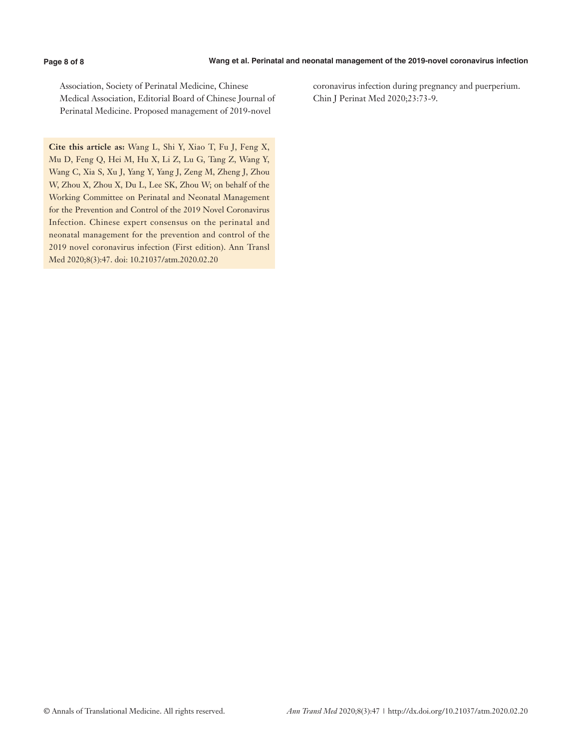Association, Society of Perinatal Medicine, Chinese Medical Association, Editorial Board of Chinese Journal of Perinatal Medicine. Proposed management of 2019-novel coronavirus infection during pregnancy and puerperium. Chin J Perinat Med 2020;23:73-9.

**Cite this article as:** Wang L, Shi Y, Xiao T, Fu J, Feng X, Mu D, Feng Q, Hei M, Hu X, Li Z, Lu G, Tang Z, Wang Y, Wang C, Xia S, Xu J, Yang Y, Yang J, Zeng M, Zheng J, Zhou W, Zhou X, Zhou X, Du L, Lee SK, Zhou W; on behalf of the Working Committee on Perinatal and Neonatal Management for the Prevention and Control of the 2019 Novel Coronavirus Infection. Chinese expert consensus on the perinatal and neonatal management for the prevention and control of the 2019 novel coronavirus infection (First edition). Ann Transl Med 2020;8(3):47. doi: 10.21037/atm.2020.02.20